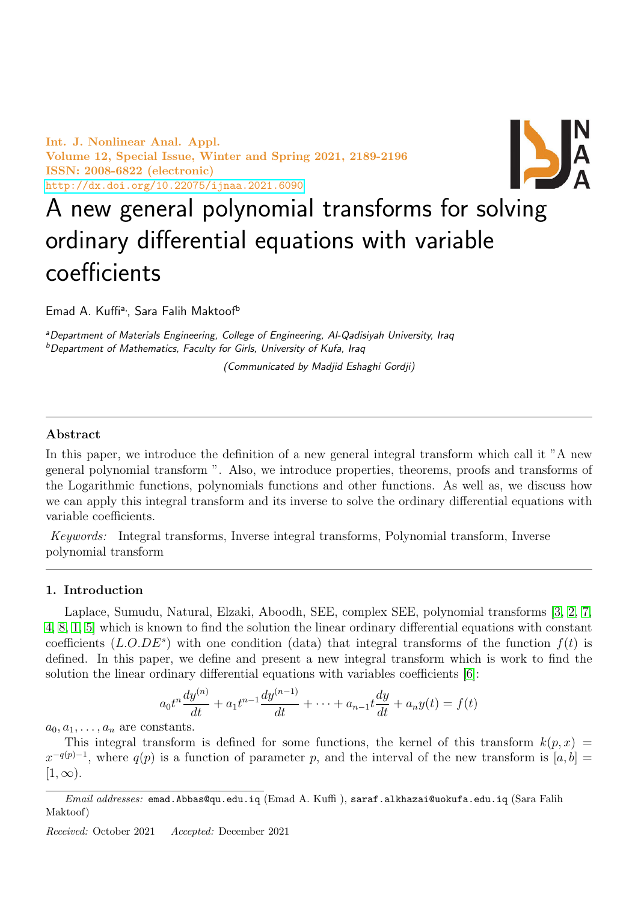# A new general polynomial transforms for solving ordinary differential equations with variable coefficients

Emad A. Kuffi[a], Sara Falih Maktoof[b]

[a]Department of Materials Engineering, College of Engineering, Al-Qadisiyah University, Iraq
[b]Department of Mathematics, Faculty for Girls, University of Kufa, Iraq

(Communicated by Madjid Eshaghi Gordji)

---

### Abstract

In this paper, we introduce the definition of a new general integral transform which call it "A new general polynomial transform ". Also, we introduce properties, theorems, proofs and transforms of the Logarithmic functions, polynomials functions and other functions. As well as, we discuss how we can apply this integral transform and its inverse to solve the ordinary differential equations with variable coefficients.

*Keywords:* Integral transforms, Inverse integral transforms, Polynomial transform, Inverse polynomial transform

---

## 1. Introduction

Laplace, Sumudu, Natural, Elzaki, Aboodh, SEE, complex SEE, polynomial transforms [3, 2, 7, 4, 8, 1, 5] which is known to find the solution the linear ordinary differential equations with constant coefficients ($L.O.DE^s$) with one condition (data) that integral transforms of the function $f(t)$ is defined. In this paper, we define and present a new integral transform which is work to find the solution the linear ordinary differential equations with variables coefficients [6]:

$$a_0 t^n \frac{dy^{(n)}}{dt} + a_1 t^{n-1} \frac{dy^{(n-1)}}{dt} + \cdots + a_{n-1} t \frac{dy}{dt} + a_n y(t) = f(t)$$

$a_0, a_1, \ldots, a_n$ are constants.

This integral transform is defined for some functions, the kernel of this transform $k(p, x) = x^{-q(p)-1}$, where $q(p)$ is a function of parameter $p$, and the interval of the new transform is $[a, b] = [1, \infty)$.

*Email addresses:* emad.Abbas@qu.edu.iq (Emad A. Kuffi ), saraf.alkhazai@uokufa.edu.iq (Sara Falih Maktoof)

*Received:* October 2021 *Accepted:* December 2021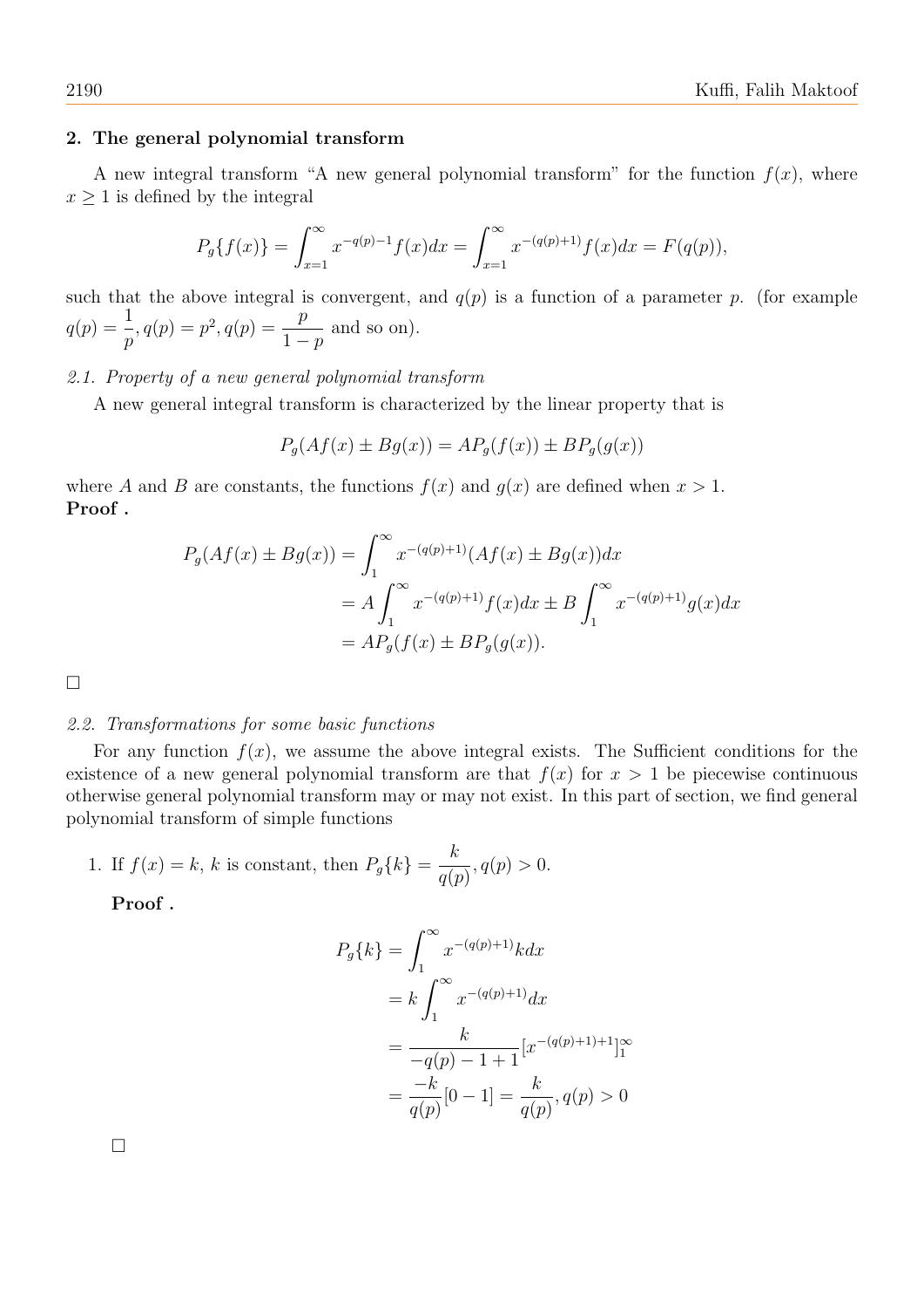## 2. The general polynomial transform

A new integral transform "A new general polynomial transform" for the function $f(x)$, where $x \geq 1$ is defined by the integral

$$P_g\{f(x)\} = \int_{x=1}^{\infty} x^{-q(p)-1} f(x)dx = \int_{x=1}^{\infty} x^{-(q(p)+1)} f(x)dx = F(q(p)),$$

such that the above integral is convergent, and $q(p)$ is a function of a parameter $p$. (for example $q(p) = \dfrac{1}{p}, q(p) = p^2, q(p) = \dfrac{p}{1-p}$ and so on).

*2.1. Property of a new general polynomial transform*

A new general integral transform is characterized by the linear property that is

$$P_g(Af(x) \pm Bg(x)) = AP_g(f(x)) \pm BP_g(g(x))$$

where $A$ and $B$ are constants, the functions $f(x)$ and $g(x)$ are defined when $x > 1$.

**Proof .**

$$\begin{aligned}
P_g(Af(x) \pm Bg(x)) &= \int_1^{\infty} x^{-(q(p)+1)} (Af(x) \pm Bg(x))dx \\
&= A\int_1^{\infty} x^{-(q(p)+1)} f(x)dx \pm B\int_1^{\infty} x^{-(q(p)+1)} g(x)dx \\
&= AP_g(f(x) \pm BP_g(g(x)).
\end{aligned}$$

□

*2.2. Transformations for some basic functions*

For any function $f(x)$, we assume the above integral exists. The Sufficient conditions for the existence of a new general polynomial transform are that $f(x)$ for $x > 1$ be piecewise continuous otherwise general polynomial transform may or may not exist. In this part of section, we find general polynomial transform of simple functions

1. If $f(x) = k$, $k$ is constant, then $P_g\{k\} = \dfrac{k}{q(p)}, q(p) > 0$.

   **Proof .**

$$\begin{aligned}
P_g\{k\} &= \int_1^{\infty} x^{-(q(p)+1)} k dx \\
&= k\int_1^{\infty} x^{-(q(p)+1)} dx \\
&= \frac{k}{-q(p) - 1 + 1}[x^{-(q(p)+1)+1}]_1^{\infty} \\
&= \frac{-k}{q(p)}[0 - 1] = \frac{k}{q(p)}, q(p) > 0
\end{aligned}$$

□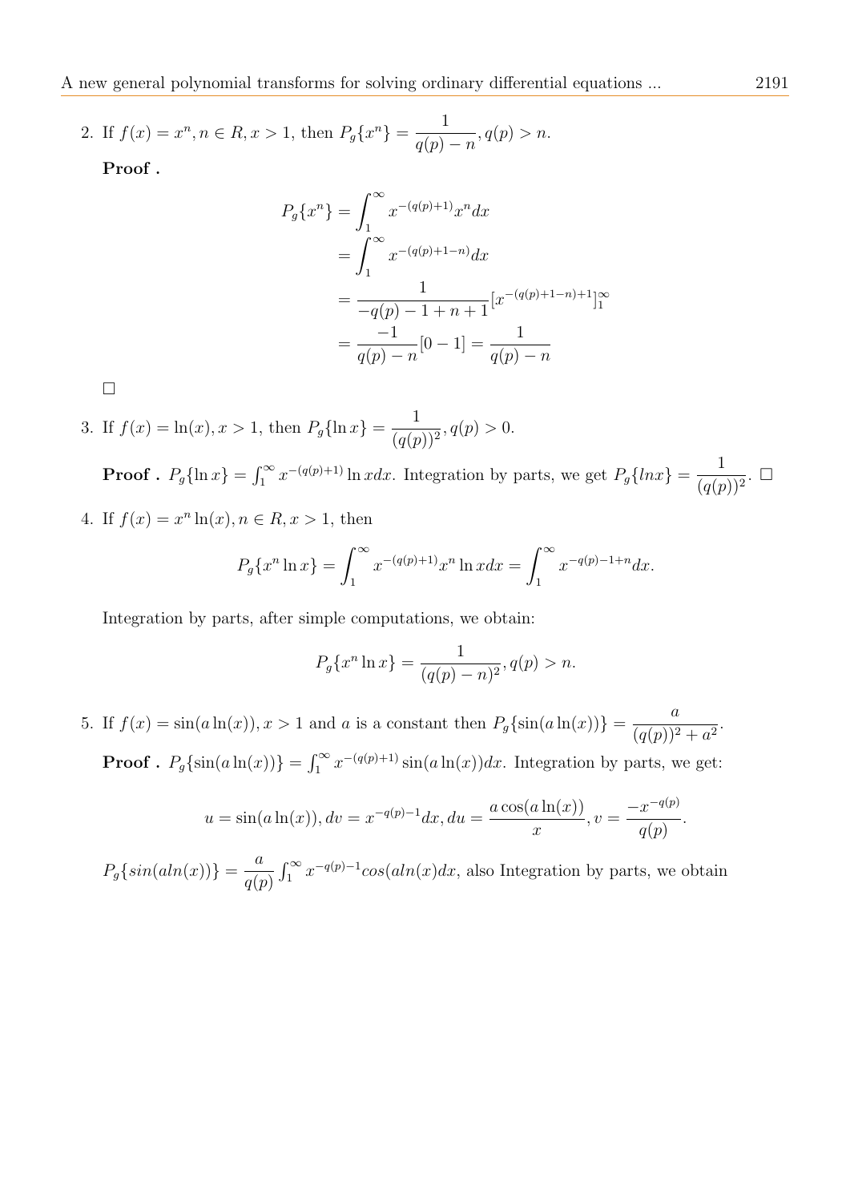2. If $f(x) = x^n, n \in R, x > 1$, then $P_g\{x^n\} = \dfrac{1}{q(p) - n}, q(p) > n$.

**Proof .**

$$
\begin{aligned}
P_g\{x^n\} &= \int_1^\infty x^{-(q(p)+1)} x^n dx \\
&= \int_1^\infty x^{-(q(p)+1-n)} dx \\
&= \frac{1}{-q(p) - 1 + n + 1}[x^{-(q(p)+1-n)+1}]_1^\infty \\
&= \frac{-1}{q(p) - n}[0 - 1] = \frac{1}{q(p) - n}
\end{aligned}
$$

□

3. If $f(x) = \ln(x), x > 1$, then $P_g\{\ln x\} = \dfrac{1}{(q(p))^2}, q(p) > 0$.

**Proof .** $P_g\{\ln x\} = \int_1^\infty x^{-(q(p)+1)} \ln x dx$. Integration by parts, we get $P_g\{lnx\} = \dfrac{1}{(q(p))^2}$. □

4. If $f(x) = x^n \ln(x), n \in R, x > 1$, then

$$
P_g\{x^n \ln x\} = \int_1^\infty x^{-(q(p)+1)} x^n \ln x dx = \int_1^\infty x^{-q(p)-1+n} dx.
$$

Integration by parts, after simple computations, we obtain:

$$
P_g\{x^n \ln x\} = \frac{1}{(q(p) - n)^2}, q(p) > n.
$$

5. If $f(x) = \sin(a \ln(x)), x > 1$ and $a$ is a constant then $P_g\{\sin(a \ln(x))\} = \dfrac{a}{(q(p))^2 + a^2}$.

**Proof .** $P_g\{\sin(a \ln(x))\} = \int_1^\infty x^{-(q(p)+1)} \sin(a \ln(x)) dx$. Integration by parts, we get:

$$
u = \sin(a \ln(x)), dv = x^{-q(p)-1} dx, du = \frac{a \cos(a \ln(x))}{x}, v = \frac{-x^{-q(p)}}{q(p)}.
$$

$P_g\{sin(aln(x))\} = \dfrac{a}{q(p)} \int_1^\infty x^{-q(p)-1} cos(aln(x)dx$, also Integration by parts, we obtain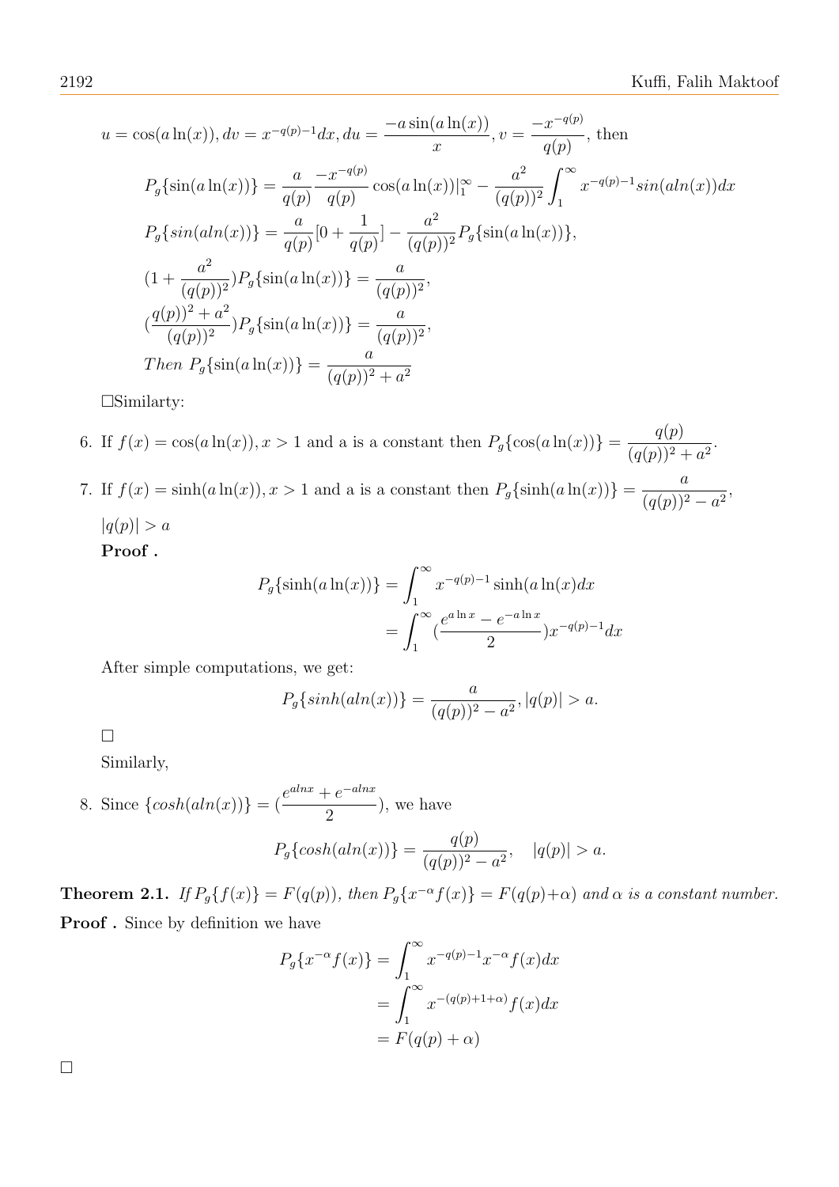$u = \cos(a\ln(x)), dv = x^{-q(p)-1}dx, du = \dfrac{-a\sin(a\ln(x))}{x}, v = \dfrac{-x^{-q(p)}}{q(p)}$, then

$$P_g\{\sin(a\ln(x))\} = \frac{a}{q(p)}\frac{-x^{-q(p)}}{q(p)}\cos(a\ln(x))|_1^\infty - \frac{a^2}{(q(p))^2}\int_1^\infty x^{-q(p)-1}sin(aln(x))dx$$

$$P_g\{sin(aln(x))\} = \frac{a}{q(p)}[0 + \frac{1}{q(p)}] - \frac{a^2}{(q(p))^2}P_g\{\sin(a\ln(x))\},$$

$$(1 + \frac{a^2}{(q(p))^2})P_g\{\sin(a\ln(x))\} = \frac{a}{(q(p))^2},$$

$$(\frac{q(p))^2 + a^2}{(q(p))^2})P_g\{\sin(a\ln(x))\} = \frac{a}{(q(p))^2},$$

$$Then\ P_g\{\sin(a\ln(x))\} = \frac{a}{(q(p))^2 + a^2}$$

□Similarty:

6. If $f(x) = \cos(a\ln(x)), x > 1$ and a is a constant then $P_g\{\cos(a\ln(x))\} = \dfrac{q(p)}{(q(p))^2 + a^2}$.

7. If $f(x) = \sinh(a\ln(x)), x > 1$ and a is a constant then $P_g\{\sinh(a\ln(x))\} = \dfrac{a}{(q(p))^2 - a^2}$, $|q(p)| > a$

   **Proof .**

$$P_g\{\sinh(a\ln(x))\} = \int_1^\infty x^{-q(p)-1}\sinh(a\ln(x)dx$$
$$= \int_1^\infty (\frac{e^{a\ln x} - e^{-a\ln x}}{2})x^{-q(p)-1}dx$$

   After simple computations, we get:

$$P_g\{sinh(aln(x))\} = \frac{a}{(q(p))^2 - a^2}, |q(p)| > a.$$

   □

   Similarly,

8. Since $\{cosh(aln(x))\} = (\dfrac{e^{alnx} + e^{-alnx}}{2})$, we have

$$P_g\{cosh(aln(x))\} = \frac{q(p)}{(q(p))^2 - a^2}, \quad |q(p)| > a.$$

**Theorem 2.1.** *If $P_g\{f(x)\} = F(q(p))$, then $P_g\{x^{-\alpha}f(x)\} = F(q(p)+\alpha)$ and $\alpha$ is a constant number.*

**Proof .** Since by definition we have

$$P_g\{x^{-\alpha}f(x)\} = \int_1^\infty x^{-q(p)-1}x^{-\alpha}f(x)dx$$
$$= \int_1^\infty x^{-(q(p)+1+\alpha)}f(x)dx$$
$$= F(q(p) + \alpha)$$

□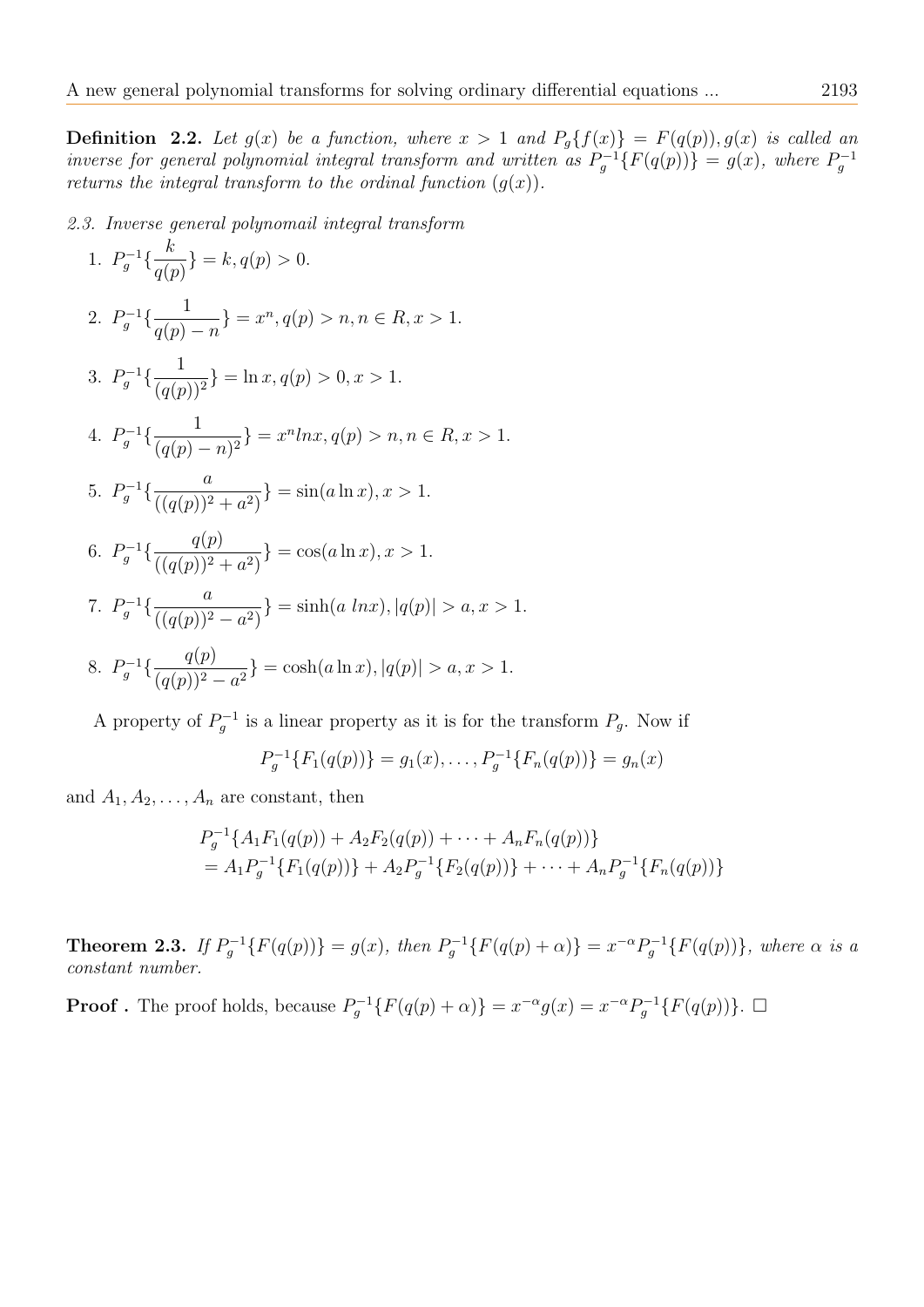**Definition 2.2.** *Let $g(x)$ be a function, where $x > 1$ and $P_g\{f(x)\} = F(q(p)), g(x)$ is called an inverse for general polynomial integral transform and written as $P_g^{-1}\{F(q(p))\} = g(x)$, where $P_g^{-1}$ returns the integral transform to the ordinal function $(g(x))$.*

*2.3. Inverse general polynomail integral transform*

1. $P_g^{-1}\{\frac{k}{q(p)}\} = k, q(p) > 0.$
2. $P_g^{-1}\{\frac{1}{q(p)-n}\} = x^n, q(p) > n, n \in R, x > 1.$
3. $P_g^{-1}\{\frac{1}{(q(p))^2}\} = \ln x, q(p) > 0, x > 1.$
4. $P_g^{-1}\{\frac{1}{(q(p)-n)^2}\} = x^n lnx, q(p) > n, n \in R, x > 1.$
5. $P_g^{-1}\{\frac{a}{((q(p))^2+a^2)}\} = \sin(a \ln x), x > 1.$
6. $P_g^{-1}\{\frac{q(p)}{((q(p))^2+a^2)}\} = \cos(a \ln x), x > 1.$
7. $P_g^{-1}\{\frac{a}{((q(p))^2-a^2)}\} = \sinh(a\ lnx), |q(p)| > a, x > 1.$
8. $P_g^{-1}\{\frac{q(p)}{(q(p))^2-a^2}\} = \cosh(a \ln x), |q(p)| > a, x > 1.$

A property of $P_g^{-1}$ is a linear property as it is for the transform $P_g$. Now if

$$P_g^{-1}\{F_1(q(p))\} = g_1(x), \ldots, P_g^{-1}\{F_n(q(p))\} = g_n(x)$$

and $A_1, A_2, \ldots, A_n$ are constant, then

$$\begin{aligned} &P_g^{-1}\{A_1F_1(q(p)) + A_2F_2(q(p)) + \cdots + A_nF_n(q(p))\} \\ &= A_1P_g^{-1}\{F_1(q(p))\} + A_2P_g^{-1}\{F_2(q(p))\} + \cdots + A_nP_g^{-1}\{F_n(q(p))\} \end{aligned}$$

**Theorem 2.3.** *If $P_g^{-1}\{F(q(p))\} = g(x)$, then $P_g^{-1}\{F(q(p)+\alpha)\} = x^{-\alpha}P_g^{-1}\{F(q(p))\}$, where $\alpha$ is a constant number.*

**Proof .** The proof holds, because $P_g^{-1}\{F(q(p)+\alpha)\} = x^{-\alpha}g(x) = x^{-\alpha}P_g^{-1}\{F(q(p))\}$. □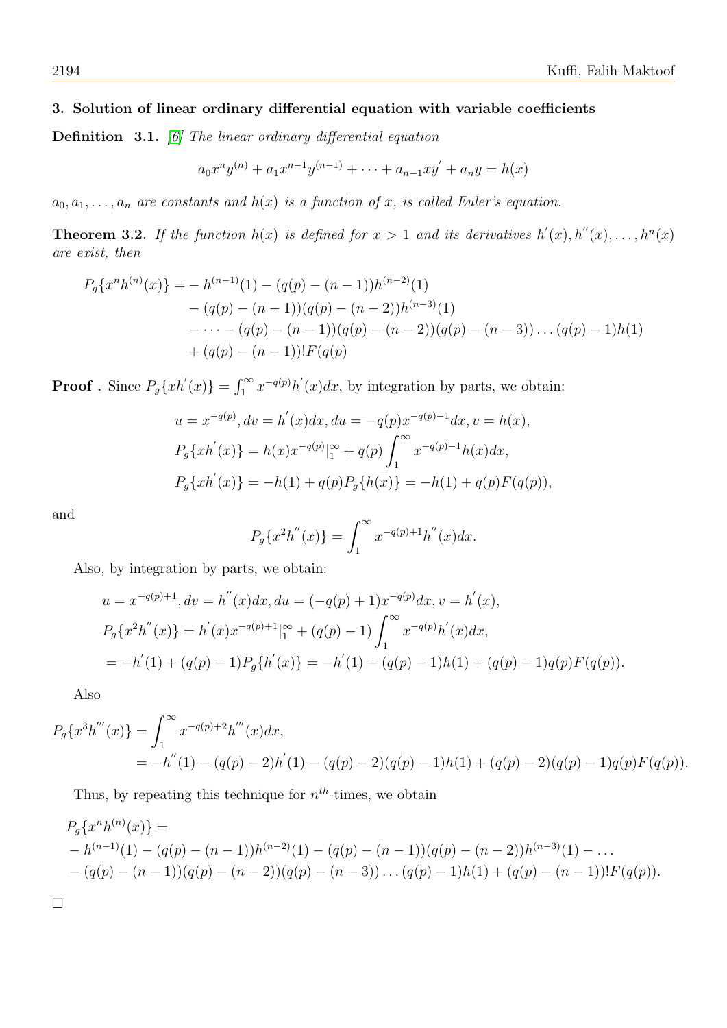## 3. Solution of linear ordinary differential equation with variable coefficients

**Definition 3.1.** [6] *The linear ordinary differential equation*

$$a_0x^ny^{(n)} + a_1x^{n-1}y^{(n-1)} + \cdots + a_{n-1}xy' + a_ny = h(x)$$

*$a_0, a_1, \ldots, a_n$ are constants and $h(x)$ is a function of $x$, is called Euler's equation.*

**Theorem 3.2.** *If the function $h(x)$ is defined for $x > 1$ and its derivatives $h'(x), h''(x), \ldots, h^n(x)$ are exist, then*

$$\begin{aligned}
P_g\{x^nh^{(n)}(x)\} =& - h^{(n-1)}(1) - (q(p) - (n-1))h^{(n-2)}(1) \\
&- (q(p) - (n-1))(q(p) - (n-2))h^{(n-3)}(1) \\
&- \cdots - (q(p) - (n-1))(q(p) - (n-2))(q(p) - (n-3)) \ldots (q(p) - 1)h(1) \\
&+ (q(p) - (n-1))!F(q(p)
\end{aligned}$$

**Proof .** Since $P_g\{xh'(x)\} = \int_1^\infty x^{-q(p)}h'(x)dx$, by integration by parts, we obtain:

$$\begin{aligned}
&u = x^{-q(p)}, dv = h'(x)dx, du = -q(p)x^{-q(p)-1}dx, v = h(x), \\
&P_g\{xh'(x)\} = h(x)x^{-q(p)}|_1^\infty + q(p)\int_1^\infty x^{-q(p)-1}h(x)dx, \\
&P_g\{xh'(x)\} = -h(1) + q(p)P_g\{h(x)\} = -h(1) + q(p)F(q(p)),
\end{aligned}$$

and

$$P_g\{x^2h''(x)\} = \int_1^\infty x^{-q(p)+1}h''(x)dx.$$

Also, by integration by parts, we obtain:

$$\begin{aligned}
&u = x^{-q(p)+1}, dv = h''(x)dx, du = (-q(p) + 1)x^{-q(p)}dx, v = h'(x), \\
&P_g\{x^2h''(x)\} = h'(x)x^{-q(p)+1}|_1^\infty + (q(p) - 1)\int_1^\infty x^{-q(p)}h'(x)dx, \\
&= -h'(1) + (q(p) - 1)P_g\{h'(x)\} = -h'(1) - (q(p) - 1)h(1) + (q(p) - 1)q(p)F(q(p)).
\end{aligned}$$

Also

$$\begin{aligned}
P_g\{x^3h'''(x)\} &= \int_1^\infty x^{-q(p)+2}h'''(x)dx, \\
&= -h''(1) - (q(p) - 2)h'(1) - (q(p) - 2)(q(p) - 1)h(1) + (q(p) - 2)(q(p) - 1)q(p)F(q(p)).
\end{aligned}$$

Thus, by repeating this technique for $n^{th}$-times, we obtain

$$\begin{aligned}
&P_g\{x^nh^{(n)}(x)\} = \\
&- h^{(n-1)}(1) - (q(p) - (n-1))h^{(n-2)}(1) - (q(p) - (n-1))(q(p) - (n-2))h^{(n-3)}(1) - \ldots \\
&- (q(p) - (n-1))(q(p) - (n-2))(q(p) - (n-3)) \ldots (q(p) - 1)h(1) + (q(p) - (n-1))!F(q(p)).
\end{aligned}$$

□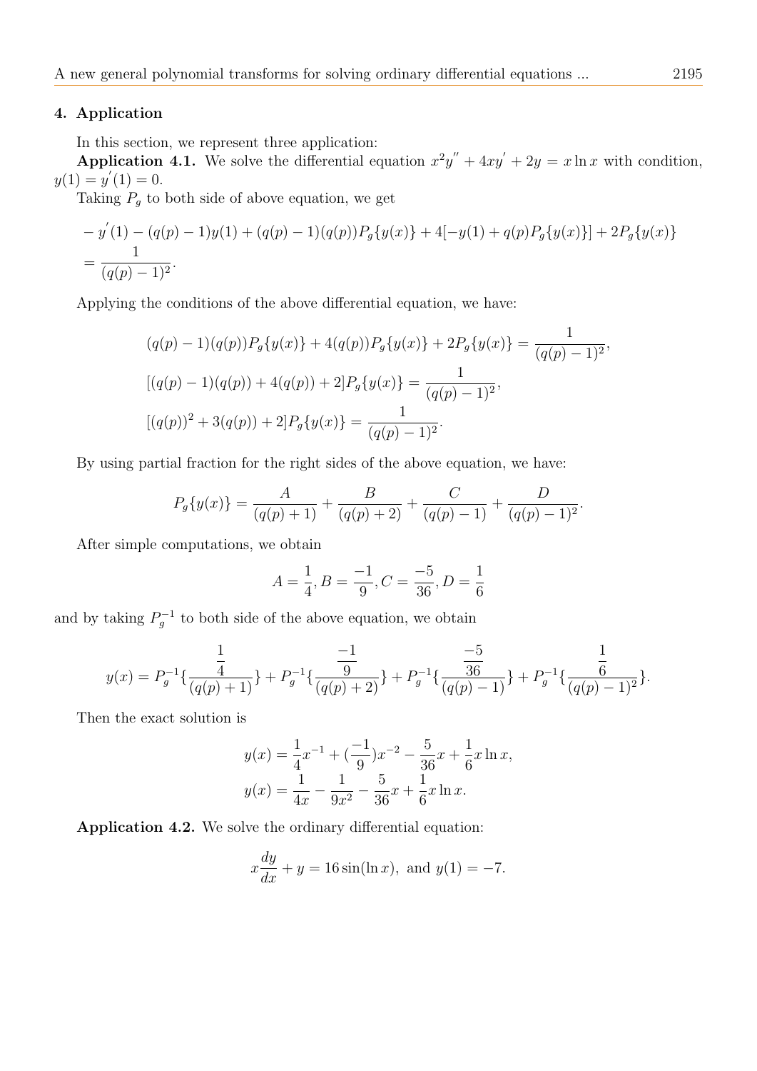## 4. Application

In this section, we represent three application:

**Application 4.1.** We solve the differential equation $x^2y^{''} + 4xy^{'} + 2y = x\ln x$ with condition, $y(1) = y^{'}(1) = 0$.

Taking $P_g$ to both side of above equation, we get

$$
\begin{aligned}
&- y^{'}(1) - (q(p) - 1)y(1) + (q(p) - 1)(q(p))P_g\{y(x)\} + 4[-y(1) + q(p)P_g\{y(x)\}] + 2P_g\{y(x)\} \\
&= \frac{1}{(q(p) - 1)^2}.
\end{aligned}
$$

Applying the conditions of the above differential equation, we have:

$$
\begin{aligned}
&(q(p) - 1)(q(p))P_g\{y(x)\} + 4(q(p))P_g\{y(x)\} + 2P_g\{y(x)\} = \frac{1}{(q(p) - 1)^2}, \\
&[(q(p) - 1)(q(p)) + 4(q(p)) + 2]P_g\{y(x)\} = \frac{1}{(q(p) - 1)^2}, \\
&[(q(p))^2 + 3(q(p)) + 2]P_g\{y(x)\} = \frac{1}{(q(p) - 1)^2}.
\end{aligned}
$$

By using partial fraction for the right sides of the above equation, we have:

$$
P_g\{y(x)\} = \frac{A}{(q(p) + 1)} + \frac{B}{(q(p) + 2)} + \frac{C}{(q(p) - 1)} + \frac{D}{(q(p) - 1)^2}.
$$

After simple computations, we obtain

$$
A = \frac{1}{4}, B = \frac{-1}{9}, C = \frac{-5}{36}, D = \frac{1}{6}
$$

and by taking $P_g^{-1}$ to both side of the above equation, we obtain

$$
y(x) = P_g^{-1}\{\frac{\frac{1}{4}}{(q(p) + 1)}\} + P_g^{-1}\{\frac{\frac{-1}{9}}{(q(p) + 2)}\} + P_g^{-1}\{\frac{\frac{-5}{36}}{(q(p) - 1)}\} + P_g^{-1}\{\frac{\frac{1}{6}}{(q(p) - 1)^2}\}.
$$

Then the exact solution is

$$
\begin{aligned}
y(x) &= \frac{1}{4}x^{-1} + (\frac{-1}{9})x^{-2} - \frac{5}{36}x + \frac{1}{6}x\ln x, \\
y(x) &= \frac{1}{4x} - \frac{1}{9x^2} - \frac{5}{36}x + \frac{1}{6}x\ln x.
\end{aligned}
$$

**Application 4.2.** We solve the ordinary differential equation:

$$
x\frac{dy}{dx} + y = 16\sin(\ln x), \text{ and } y(1) = -7.
$$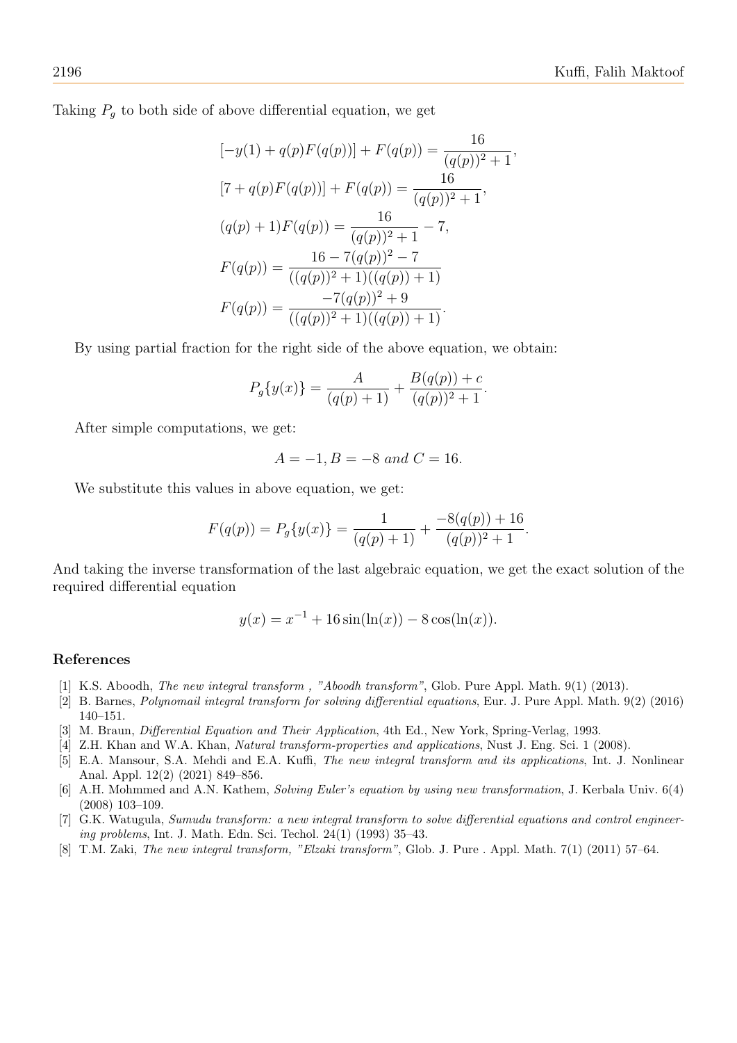Taking $P_g$ to both side of above differential equation, we get

$$
\begin{aligned}
&[-y(1) + q(p)F(q(p))] + F(q(p)) = \frac{16}{(q(p))^2+1},\\
&[7 + q(p)F(q(p))] + F(q(p)) = \frac{16}{(q(p))^2+1},\\
&(q(p)+1)F(q(p)) = \frac{16}{(q(p))^2+1} - 7,\\
&F(q(p)) = \frac{16 - 7(q(p))^2 - 7}{((q(p))^2+1)((q(p))+1)}\\
&F(q(p)) = \frac{-7(q(p))^2 + 9}{((q(p))^2+1)((q(p))+1)}.
\end{aligned}
$$

By using partial fraction for the right side of the above equation, we obtain:

$$
P_g\{y(x)\} = \frac{A}{(q(p)+1)} + \frac{B(q(p)) + c}{(q(p))^2+1}.
$$

After simple computations, we get:

$$
A = -1, B = -8 \ and \ C = 16.
$$

We substitute this values in above equation, we get:

$$
F(q(p)) = P_g\{y(x)\} = \frac{1}{(q(p)+1)} + \frac{-8(q(p)) + 16}{(q(p))^2+1}.
$$

And taking the inverse transformation of the last algebraic equation, we get the exact solution of the required differential equation

$$
y(x) = x^{-1} + 16\sin(\ln(x)) - 8\cos(\ln(x)).
$$

## References

[1] K.S. Aboodh, *The new integral transform , "Aboodh transform"*, Glob. Pure Appl. Math. 9(1) (2013).

[2] B. Barnes, *Polynomail integral transform for solving differential equations*, Eur. J. Pure Appl. Math. 9(2) (2016) 140–151.

[3] M. Braun, *Differential Equation and Their Application*, 4th Ed., New York, Spring-Verlag, 1993.

[4] Z.H. Khan and W.A. Khan, *Natural transform-properties and applications*, Nust J. Eng. Sci. 1 (2008).

[5] E.A. Mansour, S.A. Mehdi and E.A. Kuffi, *The new integral transform and its applications*, Int. J. Nonlinear Anal. Appl. 12(2) (2021) 849–856.

[6] A.H. Mohmmed and A.N. Kathem, *Solving Euler's equation by using new transformation*, J. Kerbala Univ. 6(4) (2008) 103–109.

[7] G.K. Watugula, *Sumudu transform: a new integral transform to solve differential equations and control engineering problems*, Int. J. Math. Edn. Sci. Techol. 24(1) (1993) 35–43.

[8] T.M. Zaki, *The new integral transform, "Elzaki transform"*, Glob. J. Pure . Appl. Math. 7(1) (2011) 57–64.